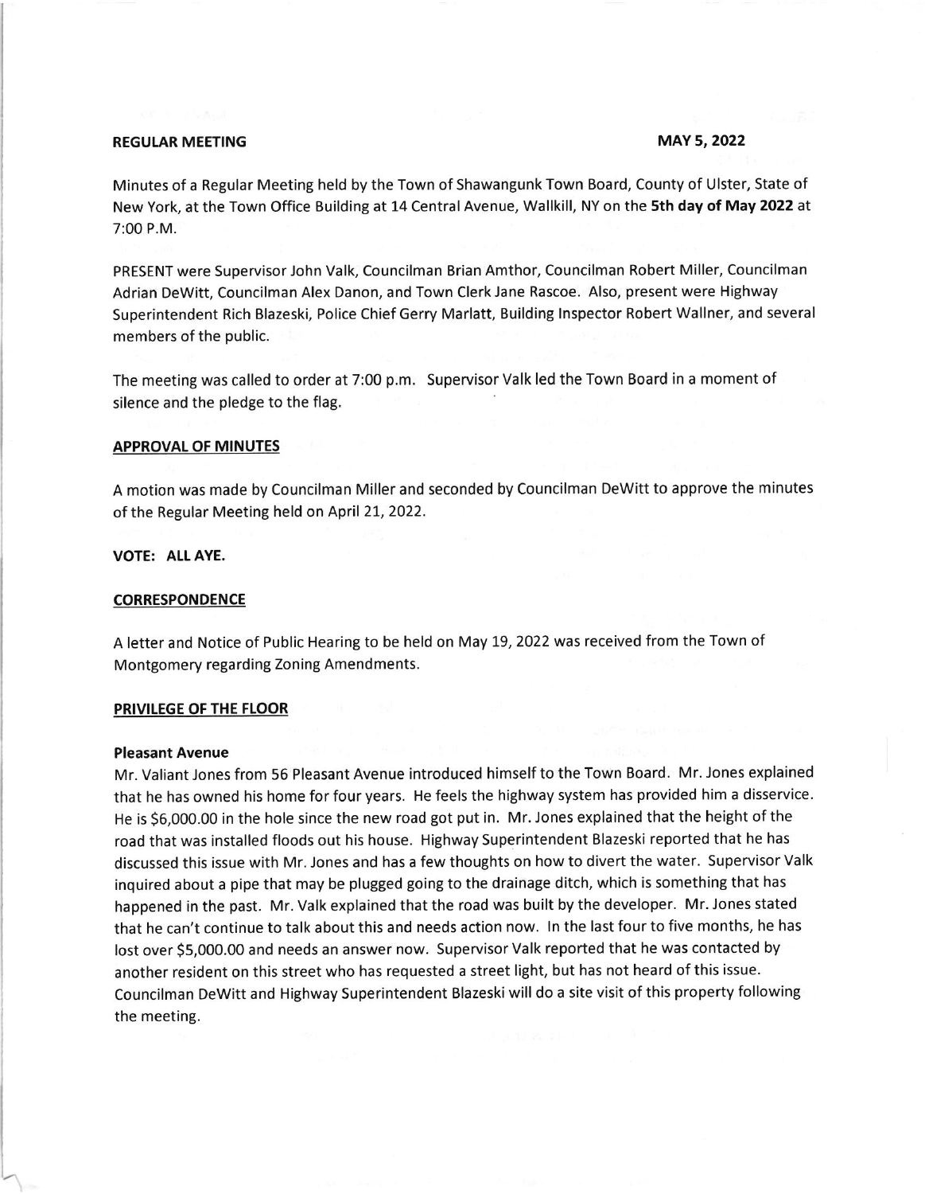**REGULAR MEETING** **MAY 5, 2022**

Minutes of a Regular Meeting held by the Town of Shawangunk Town Board, County of Ulster, State of New York, at the Town Office Building at 14 Central Avenue, Wallkill, NY on the **5th day of May 2022** at 7:00 P.M.

PRESENT were Supervisor John Valk, Councilman Brian Amthor, Councilman Robert Miller, Councilman Adrian DeWitt, Councilman Alex Danon, and Town Clerk Jane Rascoe. Also, present were Highway Superintendent Rich Blazeski, Police Chief Gerry Marlatt, Building Inspector Robert Wallner, and several members of the public.

The meeting was called to order at 7:00 p.m. Supervisor Valk led the Town Board in a moment of silence and the pledge to the flag.

## APPROVAL OF MINUTES

A motion was made by Councilman Miller and seconded by Councilman DeWitt to approve the minutes of the Regular Meeting held on April 21, 2022.

**VOTE: ALL AYE.**

## CORRESPONDENCE

A letter and Notice of Public Hearing to be held on May 19, 2022 was received from the Town of Montgomery regarding Zoning Amendments.

## PRIVILEGE OF THE FLOOR

### Pleasant Avenue

Mr. Valiant Jones from 56 Pleasant Avenue introduced himself to the Town Board. Mr. Jones explained that he has owned his home for four years. He feels the highway system has provided him a disservice. He is $6,000.00 in the hole since the new road got put in. Mr. Jones explained that the height of the road that was installed floods out his house. Highway Superintendent Blazeski reported that he has discussed this issue with Mr. Jones and has a few thoughts on how to divert the water. Supervisor Valk inquired about a pipe that may be plugged going to the drainage ditch, which is something that has happened in the past. Mr. Valk explained that the road was built by the developer. Mr. Jones stated that he can't continue to talk about this and needs action now. In the last four to five months, he has lost over $5,000.00 and needs an answer now. Supervisor Valk reported that he was contacted by another resident on this street who has requested a street light, but has not heard of this issue. Councilman DeWitt and Highway Superintendent Blazeski will do a site visit of this property following the meeting.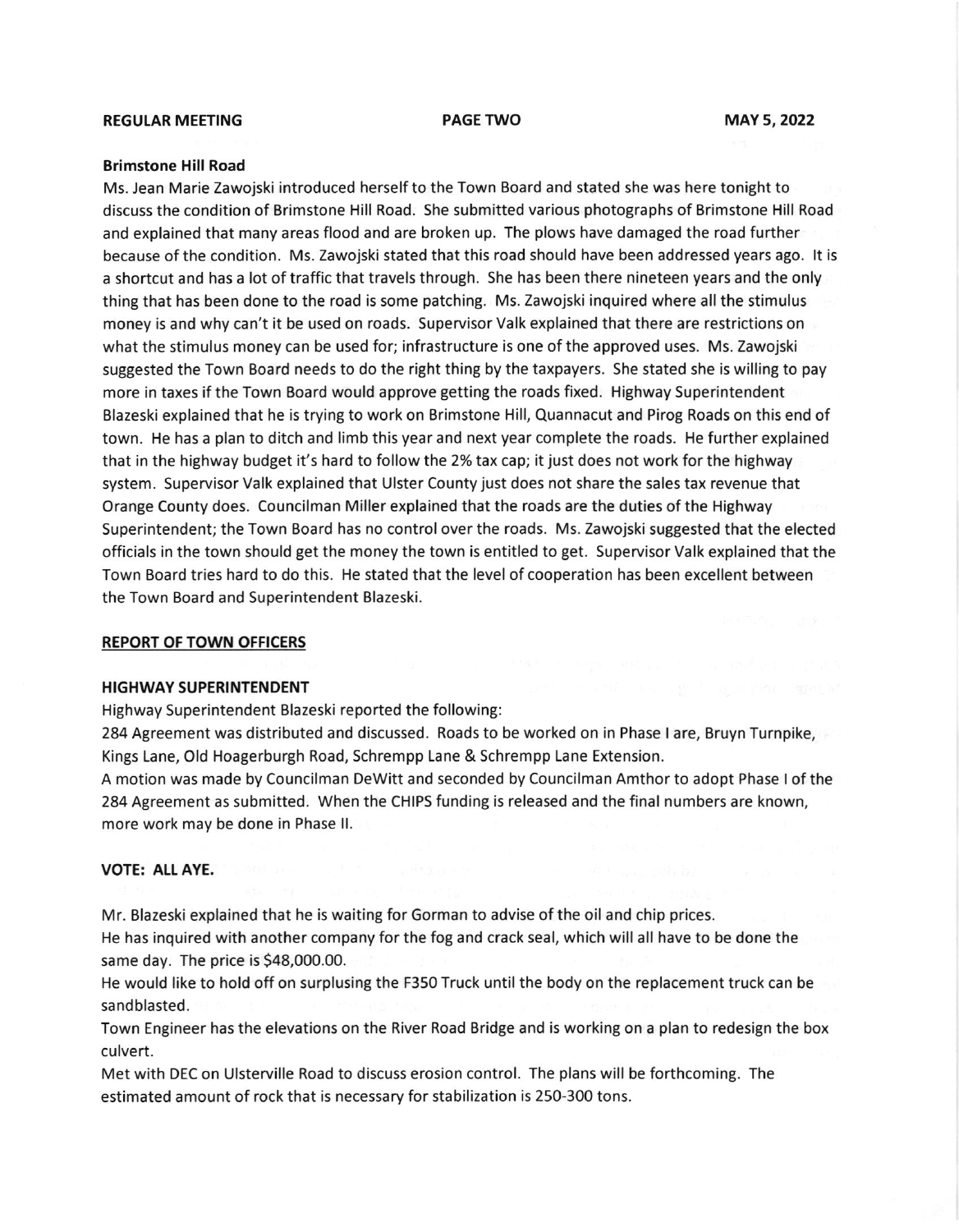**Brimstone Hill Road**

Ms. Jean Marie Zawojski introduced herself to the Town Board and stated she was here tonight to discuss the condition of Brimstone Hill Road. She submitted various photographs of Brimstone Hill Road and explained that many areas flood and are broken up. The plows have damaged the road further because of the condition. Ms. Zawojski stated that this road should have been addressed years ago. It is a shortcut and has a lot of traffic that travels through. She has been there nineteen years and the only thing that has been done to the road is some patching. Ms. Zawojski inquired where all the stimulus money is and why can't it be used on roads. Supervisor Valk explained that there are restrictions on what the stimulus money can be used for; infrastructure is one of the approved uses. Ms. Zawojski suggested the Town Board needs to do the right thing by the taxpayers. She stated she is willing to pay more in taxes if the Town Board would approve getting the roads fixed. Highway Superintendent Blazeski explained that he is trying to work on Brimstone Hill, Quannacut and Pirog Roads on this end of town. He has a plan to ditch and limb this year and next year complete the roads. He further explained that in the highway budget it's hard to follow the 2% tax cap; it just does not work for the highway system. Supervisor Valk explained that Ulster County just does not share the sales tax revenue that Orange County does. Councilman Miller explained that the roads are the duties of the Highway Superintendent; the Town Board has no control over the roads. Ms. Zawojski suggested that the elected officials in the town should get the money the town is entitled to get. Supervisor Valk explained that the Town Board tries hard to do this. He stated that the level of cooperation has been excellent between the Town Board and Superintendent Blazeski.

**REPORT OF TOWN OFFICERS**

**HIGHWAY SUPERINTENDENT**

Highway Superintendent Blazeski reported the following:

284 Agreement was distributed and discussed. Roads to be worked on in Phase I are, Bruyn Turnpike, Kings Lane, Old Hoagerburgh Road, Schrempp Lane & Schrempp Lane Extension.

A motion was made by Councilman DeWitt and seconded by Councilman Amthor to adopt Phase I of the 284 Agreement as submitted. When the CHIPS funding is released and the final numbers are known, more work may be done in Phase II.

**VOTE: ALL AYE.**

Mr. Blazeski explained that he is waiting for Gorman to advise of the oil and chip prices.

He has inquired with another company for the fog and crack seal, which will all have to be done the same day. The price is $48,000.00.

He would like to hold off on surplusing the F350 Truck until the body on the replacement truck can be sandblasted.

Town Engineer has the elevations on the River Road Bridge and is working on a plan to redesign the box culvert.

Met with DEC on Ulsterville Road to discuss erosion control. The plans will be forthcoming. The estimated amount of rock that is necessary for stabilization is 250-300 tons.